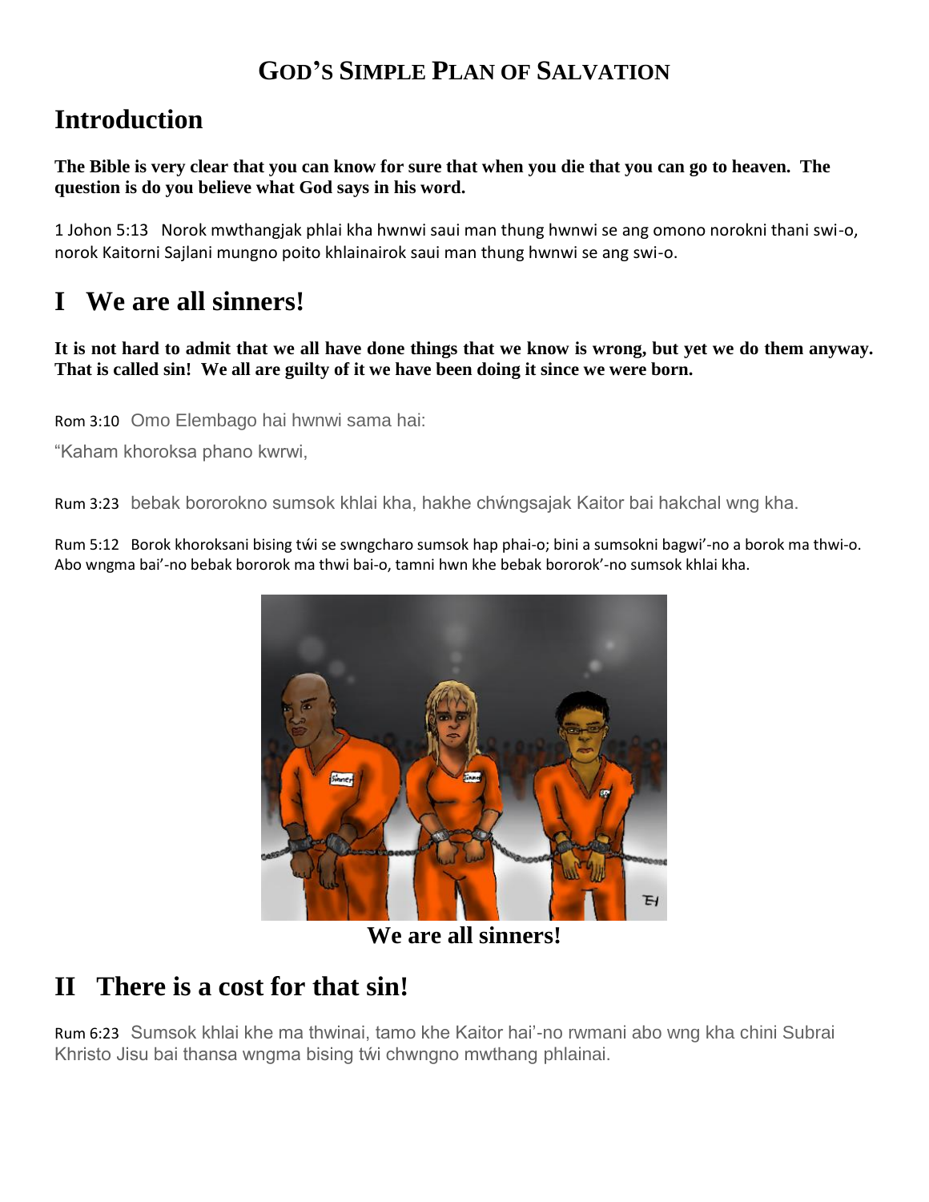# GOD'S SIMPLE PLAN OF SALVATION

## Introduction

**The Bible is very clear that you can know for sure that when you die that you can go to heaven. The question is do you believe what God says in his word.**

1 Johon 5:13 Norok mwthangjak phlai kha hwnwi saui man thung hwnwi se ang omono norokni thani swi-o, norok Kaitorni Sajlani mungno poito khlainairok saui man thung hwnwi se ang swi-o.

## I We are all sinners!

**It is not hard to admit that we all have done things that we know is wrong, but yet we do them anyway. That is called sin! We all are guilty of it we have been doing it since we were born.**

Rom 3:10 Omo Elembago hai hwnwi sama hai:

"Kaham khoroksa phano kwrwi,

Rum 3:23 bebak bororokno sumsok khlai kha, hakhe chẃngsajak Kaitor bai hakchal wng kha.

Rum 5:12 Borok khoroksani bising tẃi se swngcharo sumsok hap phai-o; bini a sumsokni bagwi'-no a borok ma thwi-o. Abo wngma bai'-no bebak bororok ma thwi bai-o, tamni hwn khe bebak bororok'-no sumsok khlai kha.

We are all sinners!

## II There is a cost for that sin!

Rum 6:23 Sumsok khlai khe ma thwinai, tamo khe Kaitor hai'-no rwmani abo wng kha chini Subrai Khristo Jisu bai thansa wngma bising tẃi chwngno mwthang phlainai.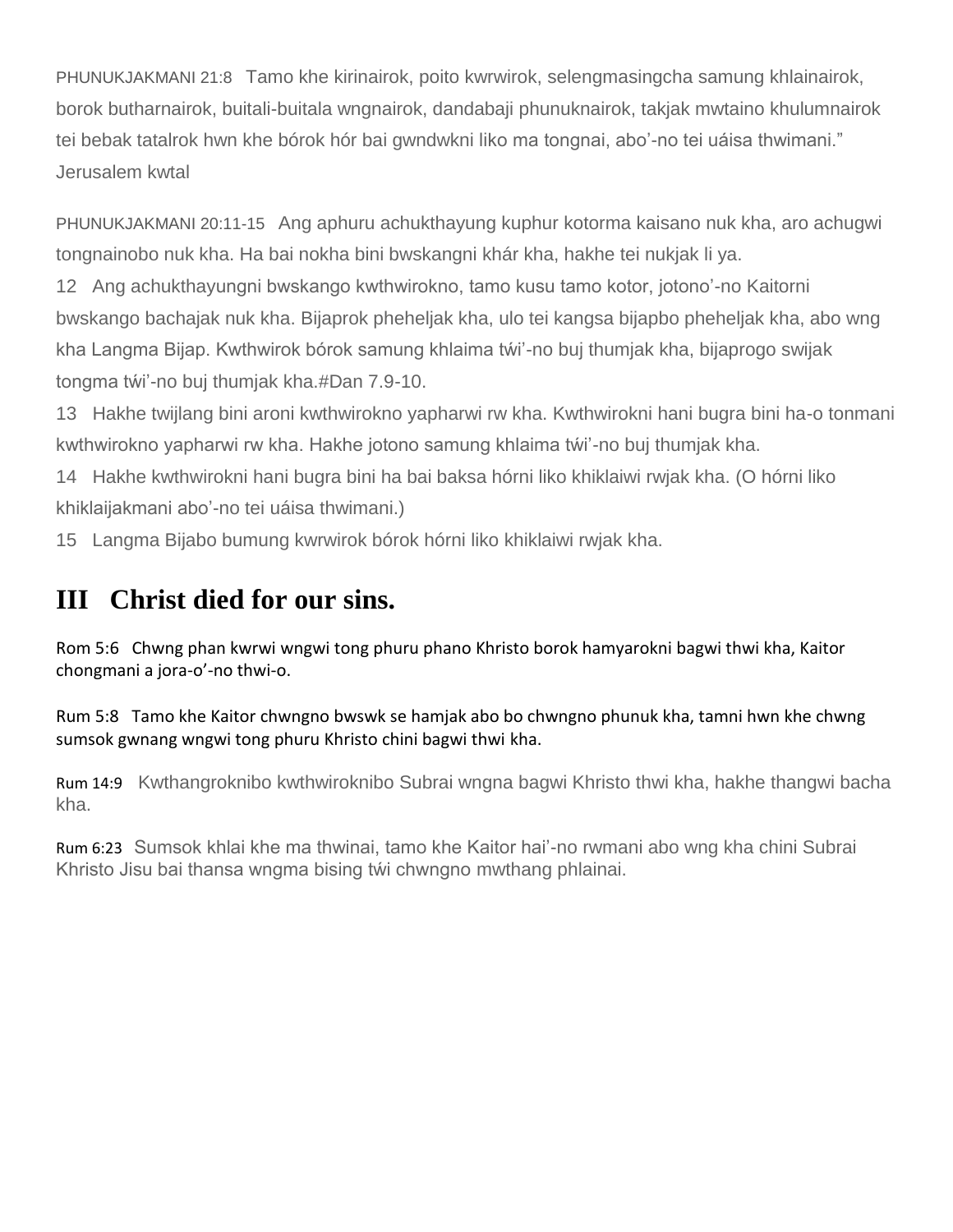PHUNUKJAKMANI 21:8   Tamo khe kirinairok, poito kwrwirok, selengmasingcha samung khlainairok, borok butharnairok, buitali-buitala wngnairok, dandabaji phunuknairok, takjak mwtaino khulumnairok tei bebak tatalrok hwn khe bórok hór bai gwndwkni liko ma tongnai, abo'-no tei uáisa thwimani." Jerusalem kwtal

PHUNUKJAKMANI 20:11-15   Ang aphuru achukthayung kuphur kotorma kaisano nuk kha, aro achugwi tongnainobo nuk kha. Ha bai nokha bini bwskangni khár kha, hakhe tei nukjak li ya.

12   Ang achukthayungni bwskango kwthwirokno, tamo kusu tamo kotor, jotono'-no Kaitorni bwskango bachajak nuk kha. Bijaprok pheheljak kha, ulo tei kangsa bijapbo pheheljak kha, abo wng kha Langma Bijap. Kwthwirok bórok samung khlaima tẃi'-no buj thumjak kha, bijaprogo swijak tongma tẃi'-no buj thumjak kha.#Dan 7.9-10.

13   Hakhe twijlang bini aroni kwthwirokno yapharwi rw kha. Kwthwirokni hani bugra bini ha-o tonmani kwthwirokno yapharwi rw kha. Hakhe jotono samung khlaima tẃi'-no buj thumjak kha.

14   Hakhe kwthwirokni hani bugra bini ha bai baksa hórni liko khiklaiwi rwjak kha. (O hórni liko khiklaijakmani abo'-no tei uáisa thwimani.)

15   Langma Bijabo bumung kwrwirok bórok hórni liko khiklaiwi rwjak kha.

# III   Christ died for our sins.

Rom 5:6   Chwng phan kwrwi wngwi tong phuru phano Khristo borok hamyarokni bagwi thwi kha, Kaitor chongmani a jora-o'-no thwi-o.

Rum 5:8   Tamo khe Kaitor chwngno bwswk se hamjak abo bo chwngno phunuk kha, tamni hwn khe chwng sumsok gwnang wngwi tong phuru Khristo chini bagwi thwi kha.

Rum 14:9   Kwthangroknibo kwthwiroknibo Subrai wngna bagwi Khristo thwi kha, hakhe thangwi bacha kha.

Rum 6:23   Sumsok khlai khe ma thwinai, tamo khe Kaitor hai'-no rwmani abo wng kha chini Subrai Khristo Jisu bai thansa wngma bising tẃi chwngno mwthang phlainai.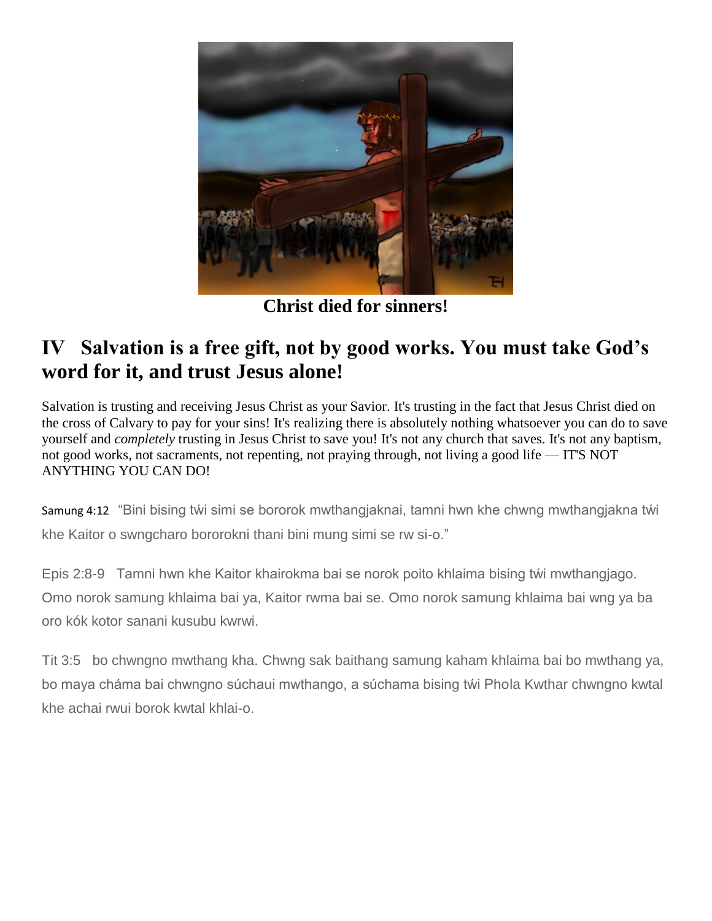**Christ died for sinners!**

## IV Salvation is a free gift, not by good works. You must take God's word for it, and trust Jesus alone!

Salvation is trusting and receiving Jesus Christ as your Savior. It's trusting in the fact that Jesus Christ died on the cross of Calvary to pay for your sins! It's realizing there is absolutely nothing whatsoever you can do to save yourself and *completely* trusting in Jesus Christ to save you! It's not any church that saves. It's not any baptism, not good works, not sacraments, not repenting, not praying through, not living a good life — IT'S NOT ANYTHING YOU CAN DO!

Samung 4:12 "Bini bising tẃi simi se bororok mwthangjaknai, tamni hwn khe chwng mwthangjakna tẃi khe Kaitor o swngcharo bororokni thani bini mung simi se rw si-o."

Epis 2:8-9 Tamni hwn khe Kaitor khairokma bai se norok poito khlaima bising tẃi mwthangjago. Omo norok samung khlaima bai ya, Kaitor rwma bai se. Omo norok samung khlaima bai wng ya ba oro kók kotor sanani kusubu kwrwi.

Tit 3:5 bo chwngno mwthang kha. Chwng sak baithang samung kaham khlaima bai bo mwthang ya, bo maya cháma bai chwngno súchaui mwthango, a súchama bising tẃi Phola Kwthar chwngno kwtal khe achai rwui borok kwtal khlai-o.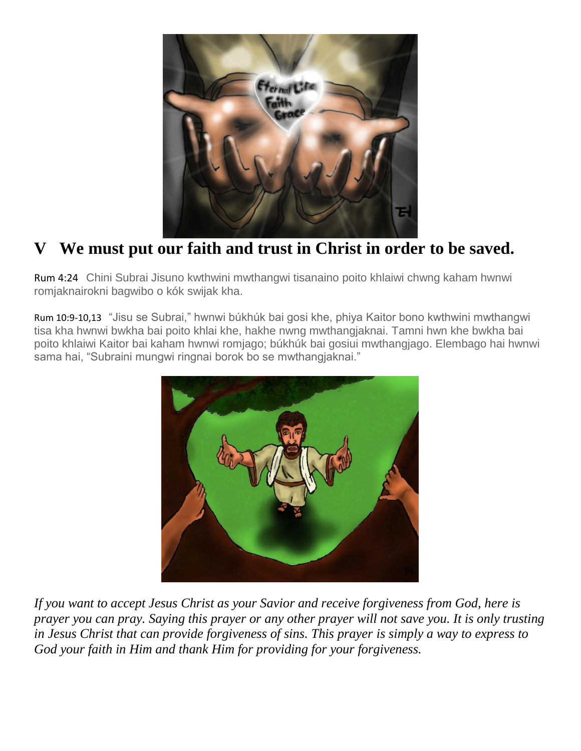## V We must put our faith and trust in Christ in order to be saved.

Rum 4:24 Chini Subrai Jisuno kwthwini mwthangwi tisanaino poito khlaiwi chwng kaham hwnwi romjaknairokni bagwibo o kók swijak kha.

Rum 10:9-10,13 "Jisu se Subrai," hwnwi búkhúk bai gosi khe, phiya Kaitor bono kwthwini mwthangwi tisa kha hwnwi bwkha bai poito khlai khe, hakhe nwng mwthangjaknai. Tamni hwn khe bwkha bai poito khlaiwi Kaitor bai kaham hwnwi romjago; búkhúk bai gosiui mwthangjago. Elembago hai hwnwi sama hai, "Subraini mungwi ringnai borok bo se mwthangjaknai."

*If you want to accept Jesus Christ as your Savior and receive forgiveness from God, here is prayer you can pray. Saying this prayer or any other prayer will not save you. It is only trusting in Jesus Christ that can provide forgiveness of sins. This prayer is simply a way to express to God your faith in Him and thank Him for providing for your forgiveness.*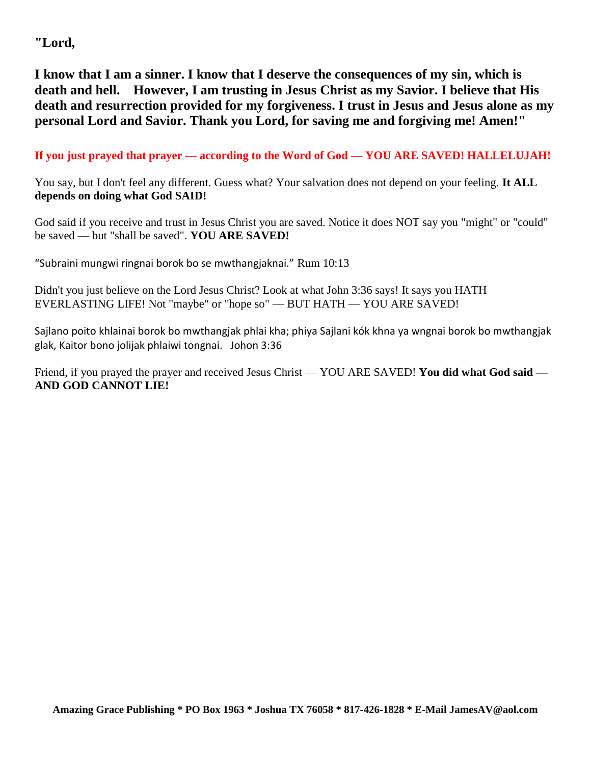**"Lord,**

**I know that I am a sinner. I know that I deserve the consequences of my sin, which is death and hell. However, I am trusting in Jesus Christ as my Savior. I believe that His death and resurrection provided for my forgiveness. I trust in Jesus and Jesus alone as my personal Lord and Savior. Thank you Lord, for saving me and forgiving me! Amen!"**

**If you just prayed that prayer — according to the Word of God — YOU ARE SAVED! HALLELUJAH!**

You say, but I don't feel any different. Guess what? Your salvation does not depend on your feeling. **It ALL depends on doing what God SAID!**

God said if you receive and trust in Jesus Christ you are saved. Notice it does NOT say you "might" or "could" be saved — but "shall be saved". **YOU ARE SAVED!**

"Subraini mungwi ringnai borok bo se mwthangjaknai." Rum 10:13

Didn't you just believe on the Lord Jesus Christ? Look at what John 3:36 says! It says you HATH EVERLASTING LIFE! Not "maybe" or "hope so" — BUT HATH — YOU ARE SAVED!

Sajlano poito khlainai borok bo mwthangjak phlai kha; phiya Sajlani kók khna ya wngnai borok bo mwthangjak glak, Kaitor bono jolijak phlaiwi tongnai. Johon 3:36

Friend, if you prayed the prayer and received Jesus Christ — YOU ARE SAVED! **You did what God said — AND GOD CANNOT LIE!**

**Amazing Grace Publishing * PO Box 1963 * Joshua TX 76058 * 817-426-1828 * E-Mail JamesAV@aol.com**